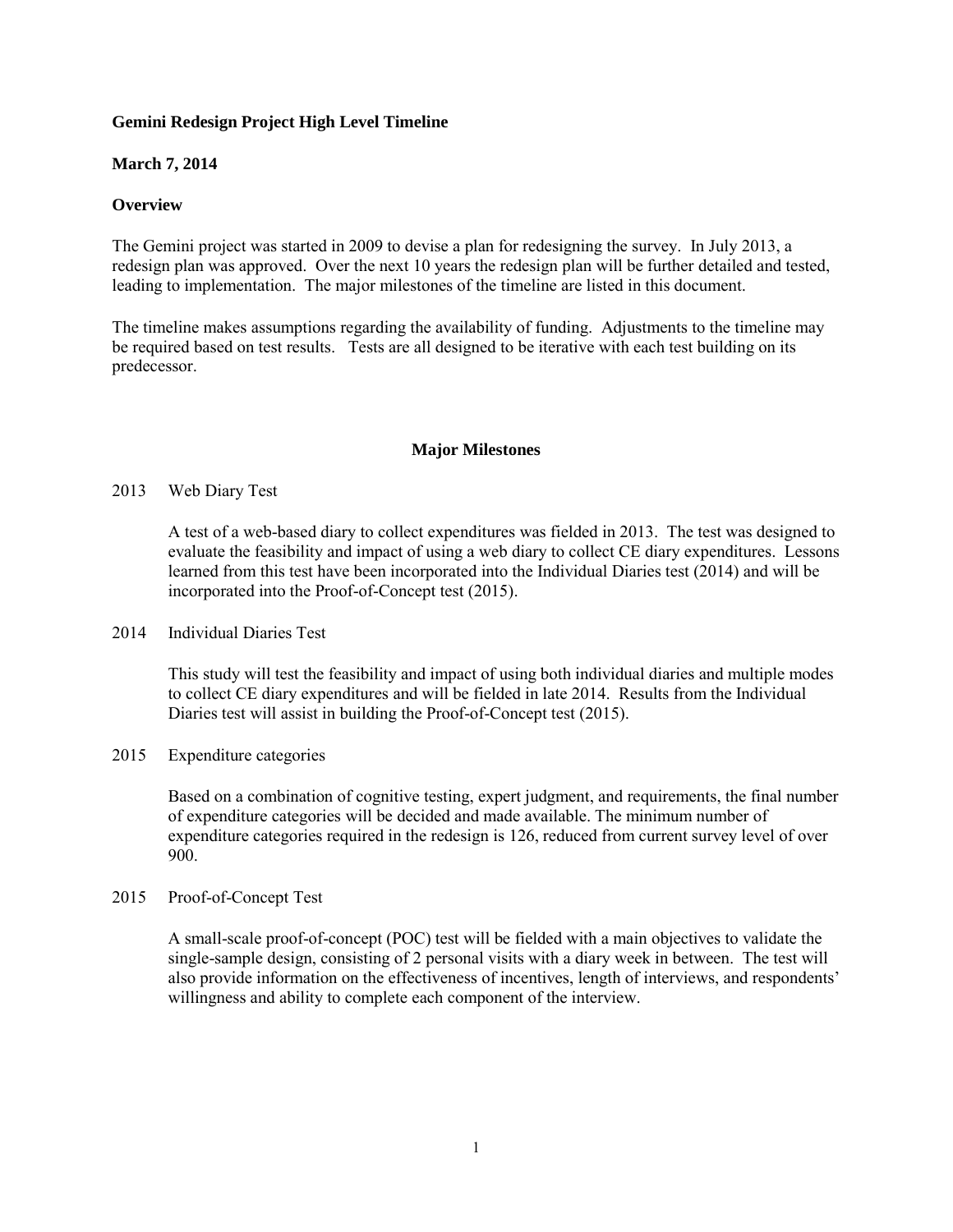**Gemini Redesign Project High Level Timeline**

**March 7, 2014**

**Overview**

The Gemini project was started in 2009 to devise a plan for redesigning the survey. In July 2013, a redesign plan was approved. Over the next 10 years the redesign plan will be further detailed and tested, leading to implementation. The major milestones of the timeline are listed in this document.

The timeline makes assumptions regarding the availability of funding. Adjustments to the timeline may be required based on test results. Tests are all designed to be iterative with each test building on its predecessor.

## Major Milestones

2013 Web Diary Test

A test of a web-based diary to collect expenditures was fielded in 2013. The test was designed to evaluate the feasibility and impact of using a web diary to collect CE diary expenditures. Lessons learned from this test have been incorporated into the Individual Diaries test (2014) and will be incorporated into the Proof-of-Concept test (2015).

2014 Individual Diaries Test

This study will test the feasibility and impact of using both individual diaries and multiple modes to collect CE diary expenditures and will be fielded in late 2014. Results from the Individual Diaries test will assist in building the Proof-of-Concept test (2015).

2015 Expenditure categories

Based on a combination of cognitive testing, expert judgment, and requirements, the final number of expenditure categories will be decided and made available. The minimum number of expenditure categories required in the redesign is 126, reduced from current survey level of over 900.

2015 Proof-of-Concept Test

A small-scale proof-of-concept (POC) test will be fielded with a main objectives to validate the single-sample design, consisting of 2 personal visits with a diary week in between. The test will also provide information on the effectiveness of incentives, length of interviews, and respondents' willingness and ability to complete each component of the interview.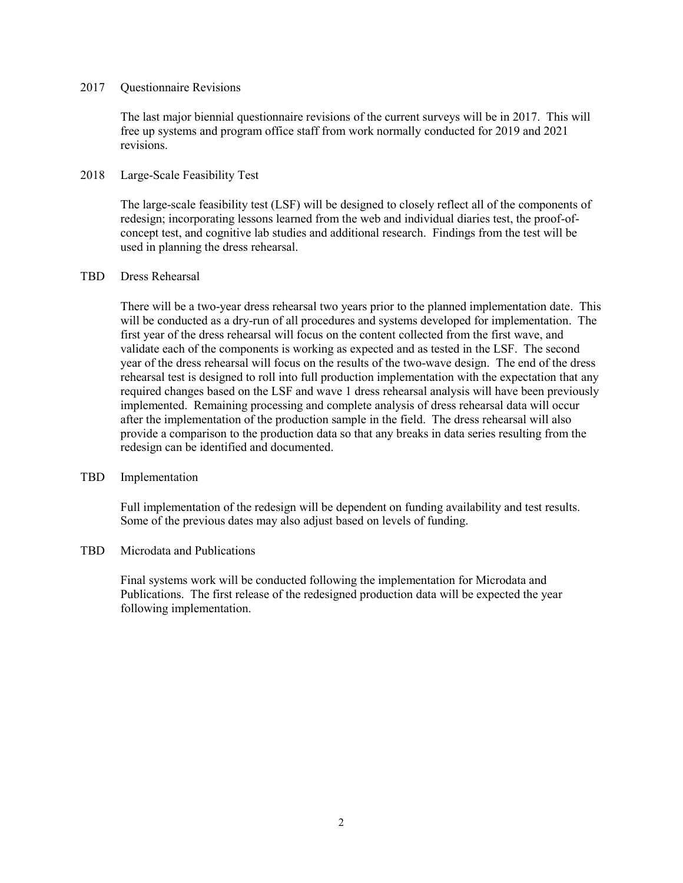2017 Questionnaire Revisions

The last major biennial questionnaire revisions of the current surveys will be in 2017. This will free up systems and program office staff from work normally conducted for 2019 and 2021 revisions.

2018 Large-Scale Feasibility Test

The large-scale feasibility test (LSF) will be designed to closely reflect all of the components of redesign; incorporating lessons learned from the web and individual diaries test, the proof-of-concept test, and cognitive lab studies and additional research. Findings from the test will be used in planning the dress rehearsal.

TBD Dress Rehearsal

There will be a two-year dress rehearsal two years prior to the planned implementation date. This will be conducted as a dry-run of all procedures and systems developed for implementation. The first year of the dress rehearsal will focus on the content collected from the first wave, and validate each of the components is working as expected and as tested in the LSF. The second year of the dress rehearsal will focus on the results of the two-wave design. The end of the dress rehearsal test is designed to roll into full production implementation with the expectation that any required changes based on the LSF and wave 1 dress rehearsal analysis will have been previously implemented. Remaining processing and complete analysis of dress rehearsal data will occur after the implementation of the production sample in the field. The dress rehearsal will also provide a comparison to the production data so that any breaks in data series resulting from the redesign can be identified and documented.

TBD Implementation

Full implementation of the redesign will be dependent on funding availability and test results. Some of the previous dates may also adjust based on levels of funding.

TBD Microdata and Publications

Final systems work will be conducted following the implementation for Microdata and Publications. The first release of the redesigned production data will be expected the year following implementation.